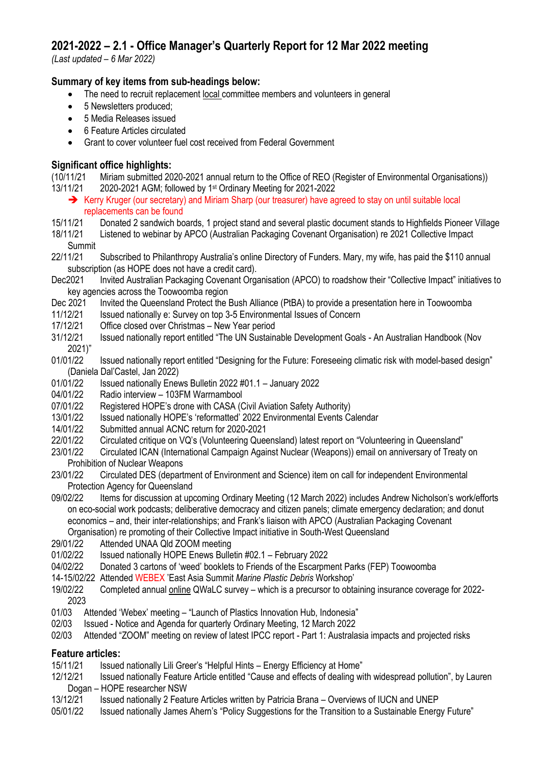# 2021-2022 – 2.1 - Office Manager's Quarterly Report for 12 Mar 2022 meeting

*(Last updated – 6 Mar 2022)*

### Summary of key items from sub-headings below:

- The need to recruit replacement local committee members and volunteers in general
- 5 Newsletters produced;
- 5 Media Releases issued
- 6 Feature Articles circulated
- Grant to cover volunteer fuel cost received from Federal Government

### Significant office highlights:

(10/11/21 Miriam submitted 2020-2021 annual return to the Office of REO (Register of Environmental Organisations))

13/11/21 2020-2021 AGM; followed by 1st Ordinary Meeting for 2021-2022

➔ Kerry Kruger (our secretary) and Miriam Sharp (our treasurer) have agreed to stay on until suitable local replacements can be found

15/11/21 Donated 2 sandwich boards, 1 project stand and several plastic document stands to Highfields Pioneer Village

18/11/21 Listened to webinar by APCO (Australian Packaging Covenant Organisation) re 2021 Collective Impact Summit

22/11/21 Subscribed to Philanthropy Australia's online Directory of Funders. Mary, my wife, has paid the $110 annual subscription (as HOPE does not have a credit card).

Dec2021 Invited Australian Packaging Covenant Organisation (APCO) to roadshow their "Collective Impact" initiatives to key agencies across the Toowoomba region

Dec 2021 Invited the Queensland Protect the Bush Alliance (PtBA) to provide a presentation here in Toowoomba

11/12/21 Issued nationally e: Survey on top 3-5 Environmental Issues of Concern

17/12/21 Office closed over Christmas – New Year period

31/12/21 Issued nationally report entitled "The UN Sustainable Development Goals - An Australian Handbook (Nov 2021)"

01/01/22 Issued nationally report entitled "Designing for the Future: Foreseeing climatic risk with model-based design" (Daniela Dal'Castel, Jan 2022)

01/01/22 Issued nationally Enews Bulletin 2022 #01.1 – January 2022

04/01/22 Radio interview – 103FM Warrnambool

07/01/22 Registered HOPE's drone with CASA (Civil Aviation Safety Authority)

13/01/22 Issued nationally HOPE's 'reformatted' 2022 Environmental Events Calendar

14/01/22 Submitted annual ACNC return for 2020-2021

22/01/22 Circulated critique on VQ's (Volunteering Queensland) latest report on "Volunteering in Queensland"

23/01/22 Circulated ICAN (International Campaign Against Nuclear (Weapons)) email on anniversary of Treaty on Prohibition of Nuclear Weapons

23/01/22 Circulated DES (department of Environment and Science) item on call for independent Environmental Protection Agency for Queensland

09/02/22 Items for discussion at upcoming Ordinary Meeting (12 March 2022) includes Andrew Nicholson's work/efforts on eco-social work podcasts; deliberative democracy and citizen panels; climate emergency declaration; and donut economics – and, their inter-relationships; and Frank's liaison with APCO (Australian Packaging Covenant Organisation) re promoting of their Collective Impact initiative in South-West Queensland

29/01/22 Attended UNAA Qld ZOOM meeting

01/02/22 Issued nationally HOPE Enews Bulletin #02.1 – February 2022

04/02/22 Donated 3 cartons of 'weed' booklets to Friends of the Escarpment Parks (FEP) Toowoomba

14-15/02/22 Attended WEBEX 'East Asia Summit *Marine Plastic Debris* Workshop'

19/02/22 Completed annual online QWaLC survey – which is a precursor to obtaining insurance coverage for 2022-2023

01/03 Attended 'Webex' meeting – "Launch of Plastics Innovation Hub, Indonesia"

02/03 Issued - Notice and Agenda for quarterly Ordinary Meeting, 12 March 2022

02/03 Attended "ZOOM" meeting on review of latest IPCC report - Part 1: Australasia impacts and projected risks

### Feature articles:

15/11/21 Issued nationally Lili Greer's "Helpful Hints – Energy Efficiency at Home"

12/12/21 Issued nationally Feature Article entitled "Cause and effects of dealing with widespread pollution", by Lauren Dogan – HOPE researcher NSW

13/12/21 Issued nationally 2 Feature Articles written by Patricia Brana – Overviews of IUCN and UNEP

05/01/22 Issued nationally James Ahern's "Policy Suggestions for the Transition to a Sustainable Energy Future"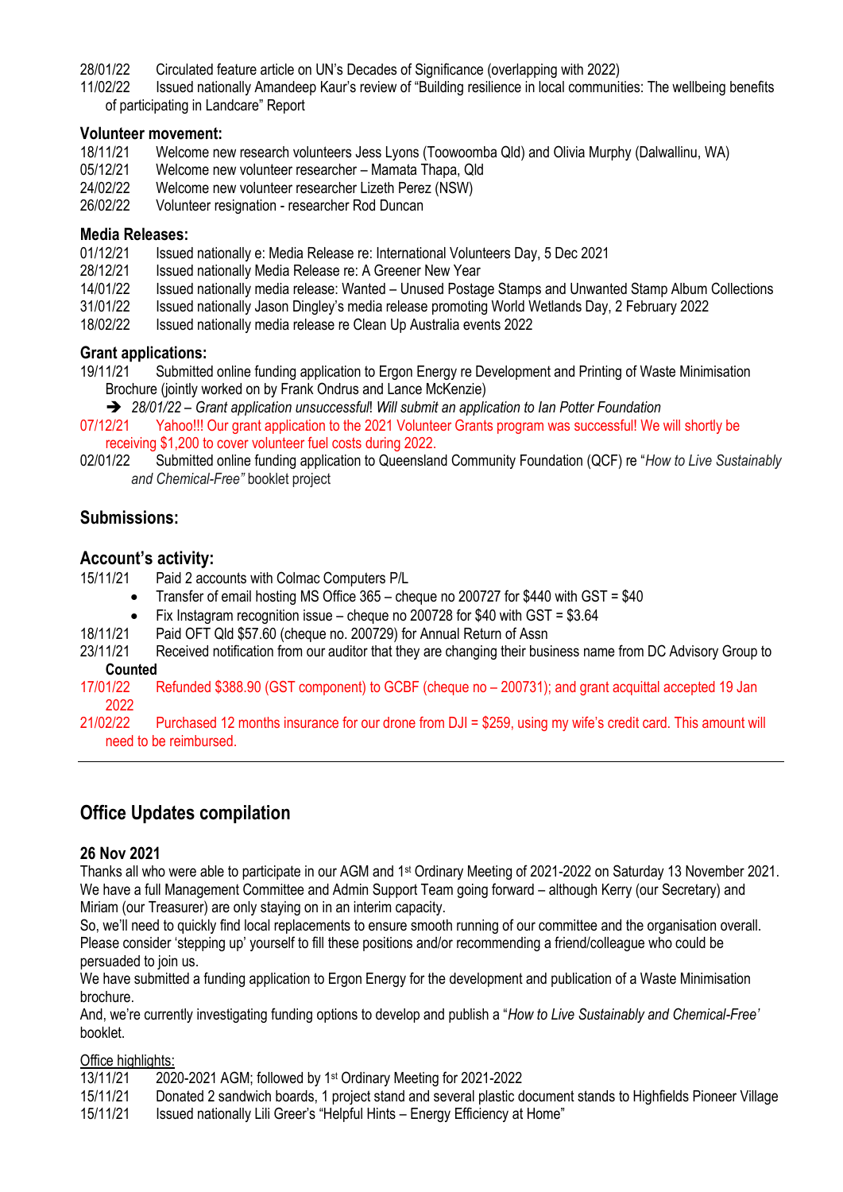28/01/22 Circulated feature article on UN's Decades of Significance (overlapping with 2022)
11/02/22 Issued nationally Amandeep Kaur's review of "Building resilience in local communities: The wellbeing benefits of participating in Landcare" Report

### Volunteer movement:

18/11/21 Welcome new research volunteers Jess Lyons (Toowoomba Qld) and Olivia Murphy (Dalwallinu, WA)
05/12/21 Welcome new volunteer researcher – Mamata Thapa, Qld
24/02/22 Welcome new volunteer researcher Lizeth Perez (NSW)
26/02/22 Volunteer resignation - researcher Rod Duncan

### Media Releases:

01/12/21 Issued nationally e: Media Release re: International Volunteers Day, 5 Dec 2021
28/12/21 Issued nationally Media Release re: A Greener New Year
14/01/22 Issued nationally media release: Wanted – Unused Postage Stamps and Unwanted Stamp Album Collections
31/01/22 Issued nationally Jason Dingley's media release promoting World Wetlands Day, 2 February 2022
18/02/22 Issued nationally media release re Clean Up Australia events 2022

### Grant applications:

19/11/21 Submitted online funding application to Ergon Energy re Development and Printing of Waste Minimisation Brochure (jointly worked on by Frank Ondrus and Lance McKenzie)

➔ *28/01/22 – Grant application unsuccessful*! *Will submit an application to Ian Potter Foundation*

07/12/21 Yahoo!!! Our grant application to the 2021 Volunteer Grants program was successful! We will shortly be receiving $1,200 to cover volunteer fuel costs during 2022.

02/01/22 Submitted online funding application to Queensland Community Foundation (QCF) re "*How to Live Sustainably and Chemical-Free"* booklet project

### Submissions:

### Account's activity:

15/11/21 Paid 2 accounts with Colmac Computers P/L

- Transfer of email hosting MS Office 365 – cheque no 200727 for $440 with GST = $40
- Fix Instagram recognition issue – cheque no 200728 for $40 with GST = $3.64

18/11/21 Paid OFT Qld $57.60 (cheque no. 200729) for Annual Return of Assn
23/11/21 Received notification from our auditor that they are changing their business name from DC Advisory Group to **Counted**
17/01/22 Refunded $388.90 (GST component) to GCBF (cheque no – 200731); and grant acquittal accepted 19 Jan 2022
21/02/22 Purchased 12 months insurance for our drone from DJI = $259, using my wife's credit card. This amount will need to be reimbursed.

---

## Office Updates compilation

### 26 Nov 2021

Thanks all who were able to participate in our AGM and 1st Ordinary Meeting of 2021-2022 on Saturday 13 November 2021. We have a full Management Committee and Admin Support Team going forward – although Kerry (our Secretary) and Miriam (our Treasurer) are only staying on in an interim capacity.
So, we'll need to quickly find local replacements to ensure smooth running of our committee and the organisation overall. Please consider 'stepping up' yourself to fill these positions and/or recommending a friend/colleague who could be persuaded to join us.
We have submitted a funding application to Ergon Energy for the development and publication of a Waste Minimisation brochure.
And, we're currently investigating funding options to develop and publish a "*How to Live Sustainably and Chemical-Free'* booklet.

Office highlights:

13/11/21 2020-2021 AGM; followed by 1st Ordinary Meeting for 2021-2022
15/11/21 Donated 2 sandwich boards, 1 project stand and several plastic document stands to Highfields Pioneer Village
15/11/21 Issued nationally Lili Greer's "Helpful Hints – Energy Efficiency at Home"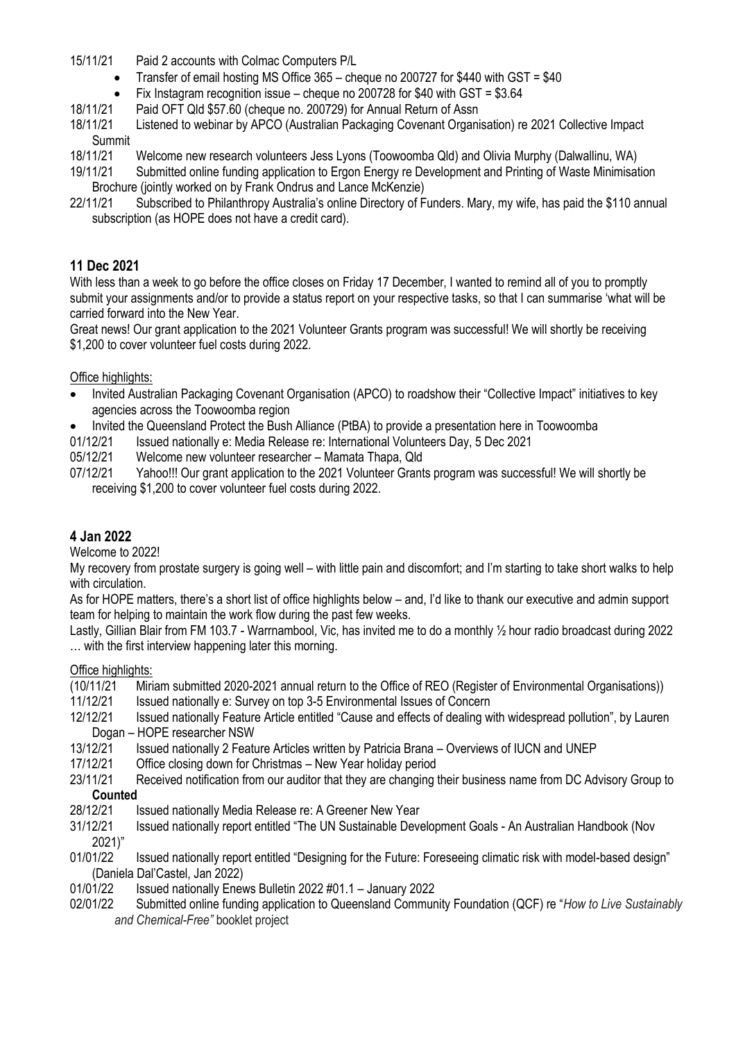15/11/21 Paid 2 accounts with Colmac Computers P/L

- Transfer of email hosting MS Office 365 – cheque no 200727 for $440 with GST = $40
- Fix Instagram recognition issue – cheque no 200728 for $40 with GST = $3.64

18/11/21 Paid OFT Qld $57.60 (cheque no. 200729) for Annual Return of Assn

18/11/21 Listened to webinar by APCO (Australian Packaging Covenant Organisation) re 2021 Collective Impact Summit

18/11/21 Welcome new research volunteers Jess Lyons (Toowoomba Qld) and Olivia Murphy (Dalwallinu, WA)

19/11/21 Submitted online funding application to Ergon Energy re Development and Printing of Waste Minimisation Brochure (jointly worked on by Frank Ondrus and Lance McKenzie)

22/11/21 Subscribed to Philanthropy Australia's online Directory of Funders. Mary, my wife, has paid the $110 annual subscription (as HOPE does not have a credit card).

## 11 Dec 2021

With less than a week to go before the office closes on Friday 17 December, I wanted to remind all of you to promptly submit your assignments and/or to provide a status report on your respective tasks, so that I can summarise 'what will be carried forward into the New Year.

Great news! Our grant application to the 2021 Volunteer Grants program was successful! We will shortly be receiving $1,200 to cover volunteer fuel costs during 2022.

Office highlights:

- Invited Australian Packaging Covenant Organisation (APCO) to roadshow their "Collective Impact" initiatives to key agencies across the Toowoomba region
- Invited the Queensland Protect the Bush Alliance (PtBA) to provide a presentation here in Toowoomba

01/12/21 Issued nationally e: Media Release re: International Volunteers Day, 5 Dec 2021

05/12/21 Welcome new volunteer researcher – Mamata Thapa, Qld

07/12/21 Yahoo!!! Our grant application to the 2021 Volunteer Grants program was successful! We will shortly be receiving $1,200 to cover volunteer fuel costs during 2022.

## 4 Jan 2022

Welcome to 2022!

My recovery from prostate surgery is going well – with little pain and discomfort; and I'm starting to take short walks to help with circulation.

As for HOPE matters, there's a short list of office highlights below – and, I'd like to thank our executive and admin support team for helping to maintain the work flow during the past few weeks.

Lastly, Gillian Blair from FM 103.7 - Warrnambool, Vic, has invited me to do a monthly ½ hour radio broadcast during 2022 … with the first interview happening later this morning.

Office highlights:

(10/11/21 Miriam submitted 2020-2021 annual return to the Office of REO (Register of Environmental Organisations))

11/12/21 Issued nationally e: Survey on top 3-5 Environmental Issues of Concern

12/12/21 Issued nationally Feature Article entitled "Cause and effects of dealing with widespread pollution", by Lauren Dogan – HOPE researcher NSW

13/12/21 Issued nationally 2 Feature Articles written by Patricia Brana – Overviews of IUCN and UNEP

17/12/21 Office closing down for Christmas – New Year holiday period

23/11/21 Received notification from our auditor that they are changing their business name from DC Advisory Group to **Counted**

28/12/21 Issued nationally Media Release re: A Greener New Year

31/12/21 Issued nationally report entitled "The UN Sustainable Development Goals - An Australian Handbook (Nov 2021)"

01/01/22 Issued nationally report entitled "Designing for the Future: Foreseeing climatic risk with model-based design" (Daniela Dal'Castel, Jan 2022)

01/01/22 Issued nationally Enews Bulletin 2022 #01.1 – January 2022

02/01/22 Submitted online funding application to Queensland Community Foundation (QCF) re "*How to Live Sustainably and Chemical-Free"* booklet project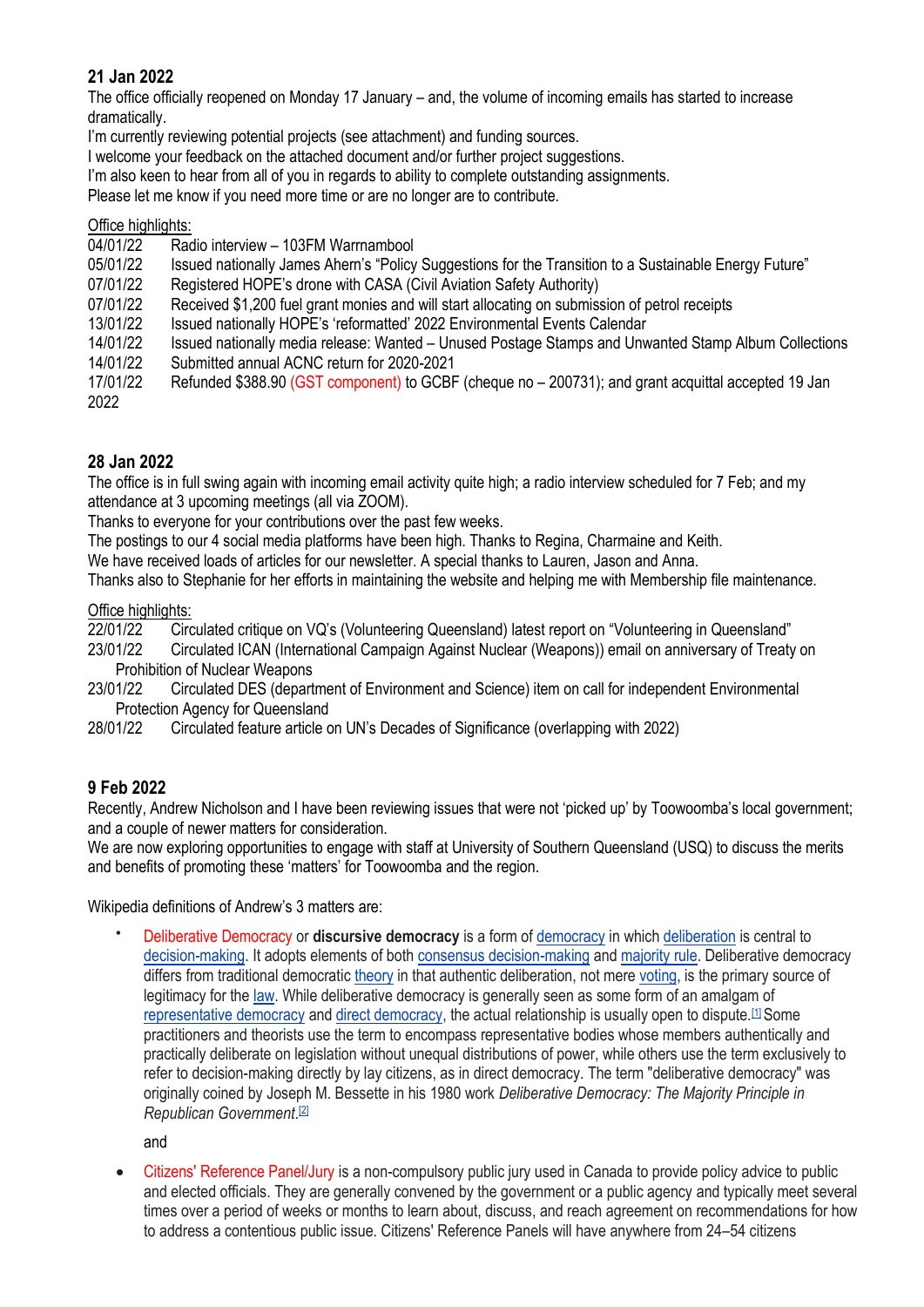## 21 Jan 2022

The office officially reopened on Monday 17 January – and, the volume of incoming emails has started to increase dramatically.
I'm currently reviewing potential projects (see attachment) and funding sources.
I welcome your feedback on the attached document and/or further project suggestions.
I'm also keen to hear from all of you in regards to ability to complete outstanding assignments.
Please let me know if you need more time or are no longer are to contribute.

Office highlights:

04/01/22 Radio interview – 103FM Warrnambool
05/01/22 Issued nationally James Ahern's "Policy Suggestions for the Transition to a Sustainable Energy Future"
07/01/22 Registered HOPE's drone with CASA (Civil Aviation Safety Authority)
07/01/22 Received $1,200 fuel grant monies and will start allocating on submission of petrol receipts
13/01/22 Issued nationally HOPE's 'reformatted' 2022 Environmental Events Calendar
14/01/22 Issued nationally media release: Wanted – Unused Postage Stamps and Unwanted Stamp Album Collections
14/01/22 Submitted annual ACNC return for 2020-2021
17/01/22 Refunded $388.90 (GST component) to GCBF (cheque no – 200731); and grant acquittal accepted 19 Jan 2022

## 28 Jan 2022

The office is in full swing again with incoming email activity quite high; a radio interview scheduled for 7 Feb; and my attendance at 3 upcoming meetings (all via ZOOM).
Thanks to everyone for your contributions over the past few weeks.
The postings to our 4 social media platforms have been high. Thanks to Regina, Charmaine and Keith.
We have received loads of articles for our newsletter. A special thanks to Lauren, Jason and Anna.
Thanks also to Stephanie for her efforts in maintaining the website and helping me with Membership file maintenance.

Office highlights:

22/01/22 Circulated critique on VQ's (Volunteering Queensland) latest report on "Volunteering in Queensland"
23/01/22 Circulated ICAN (International Campaign Against Nuclear (Weapons)) email on anniversary of Treaty on Prohibition of Nuclear Weapons
23/01/22 Circulated DES (department of Environment and Science) item on call for independent Environmental Protection Agency for Queensland
28/01/22 Circulated feature article on UN's Decades of Significance (overlapping with 2022)

## 9 Feb 2022

Recently, Andrew Nicholson and I have been reviewing issues that were not 'picked up' by Toowoomba's local government; and a couple of newer matters for consideration.
We are now exploring opportunities to engage with staff at University of Southern Queensland (USQ) to discuss the merits and benefits of promoting these 'matters' for Toowoomba and the region.

Wikipedia definitions of Andrew's 3 matters are:

- Deliberative Democracy or **discursive democracy** is a form of democracy in which deliberation is central to decision-making. It adopts elements of both consensus decision-making and majority rule. Deliberative democracy differs from traditional democratic theory in that authentic deliberation, not mere voting, is the primary source of legitimacy for the law. While deliberative democracy is generally seen as some form of an amalgam of representative democracy and direct democracy, the actual relationship is usually open to dispute.[1] Some practitioners and theorists use the term to encompass representative bodies whose members authentically and practically deliberate on legislation without unequal distributions of power, while others use the term exclusively to refer to decision-making directly by lay citizens, as in direct democracy. The term "deliberative democracy" was originally coined by Joseph M. Bessette in his 1980 work *Deliberative Democracy: The Majority Principle in Republican Government*.[2]

  and

- Citizens' Reference Panel/Jury is a non-compulsory public jury used in Canada to provide policy advice to public and elected officials. They are generally convened by the government or a public agency and typically meet several times over a period of weeks or months to learn about, discuss, and reach agreement on recommendations for how to address a contentious public issue. Citizens' Reference Panels will have anywhere from 24–54 citizens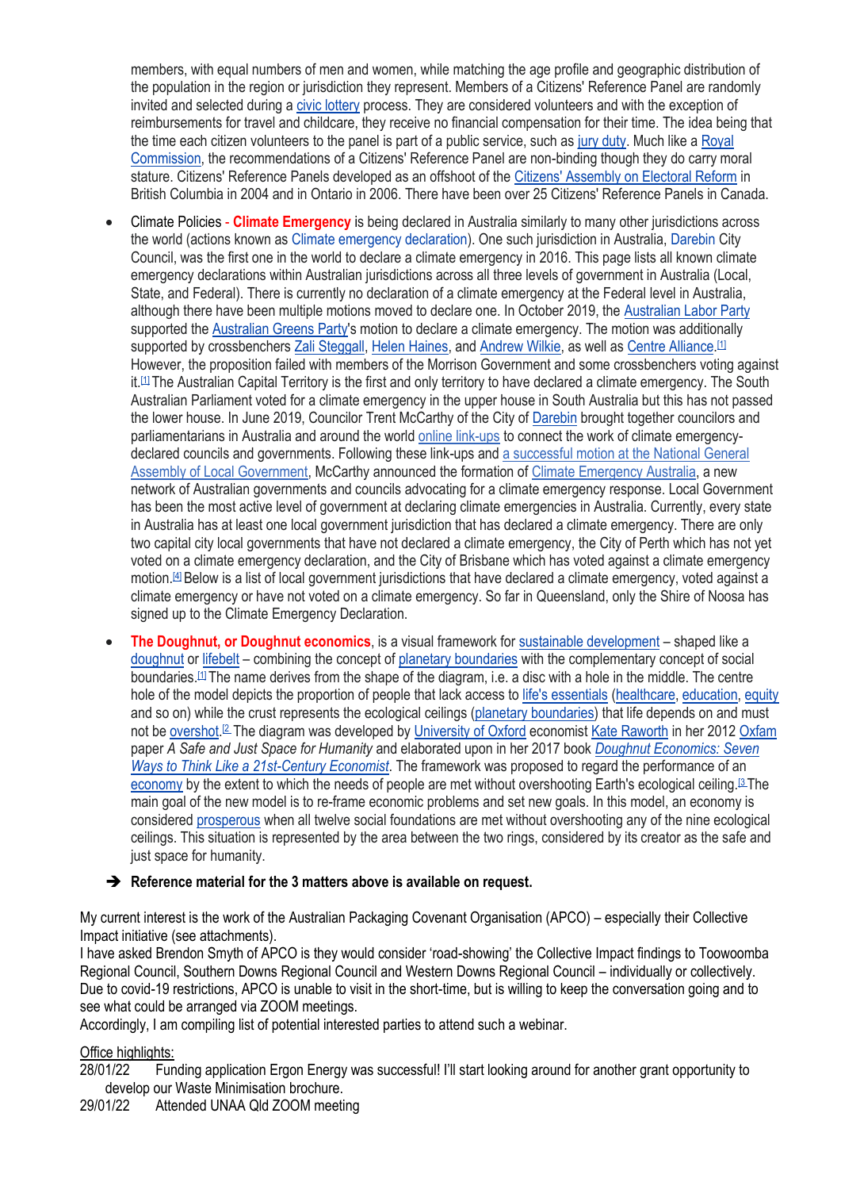members, with equal numbers of men and women, while matching the age profile and geographic distribution of the population in the region or jurisdiction they represent. Members of a Citizens' Reference Panel are randomly invited and selected during a civic lottery process. They are considered volunteers and with the exception of reimbursements for travel and childcare, they receive no financial compensation for their time. The idea being that the time each citizen volunteers to the panel is part of a public service, such as jury duty. Much like a Royal Commission, the recommendations of a Citizens' Reference Panel are non-binding though they do carry moral stature. Citizens' Reference Panels developed as an offshoot of the Citizens' Assembly on Electoral Reform in British Columbia in 2004 and in Ontario in 2006. There have been over 25 Citizens' Reference Panels in Canada.

- Climate Policies - **Climate Emergency** is being declared in Australia similarly to many other jurisdictions across the world (actions known as Climate emergency declaration). One such jurisdiction in Australia, Darebin City Council, was the first one in the world to declare a climate emergency in 2016. This page lists all known climate emergency declarations within Australian jurisdictions across all three levels of government in Australia (Local, State, and Federal). There is currently no declaration of a climate emergency at the Federal level in Australia, although there have been multiple motions moved to declare one. In October 2019, the Australian Labor Party supported the Australian Greens Party's motion to declare a climate emergency. The motion was additionally supported by crossbenchers Zali Steggall, Helen Haines, and Andrew Wilkie, as well as Centre Alliance.[1] However, the proposition failed with members of the Morrison Government and some crossbenchers voting against it.[1] The Australian Capital Territory is the first and only territory to have declared a climate emergency. The South Australian Parliament voted for a climate emergency in the upper house in South Australia but this has not passed the lower house. In June 2019, Councilor Trent McCarthy of the City of Darebin brought together councilors and parliamentarians in Australia and around the world online link-ups to connect the work of climate emergency-declared councils and governments. Following these link-ups and a successful motion at the National General Assembly of Local Government, McCarthy announced the formation of Climate Emergency Australia, a new network of Australian governments and councils advocating for a climate emergency response. Local Government has been the most active level of government at declaring climate emergencies in Australia. Currently, every state in Australia has at least one local government jurisdiction that has declared a climate emergency. There are only two capital city local governments that have not declared a climate emergency, the City of Perth which has not yet voted on a climate emergency declaration, and the City of Brisbane which has voted against a climate emergency motion.[4] Below is a list of local government jurisdictions that have declared a climate emergency, voted against a climate emergency or have not voted on a climate emergency. So far in Queensland, only the Shire of Noosa has signed up to the Climate Emergency Declaration.

- **The Doughnut, or Doughnut economics**, is a visual framework for sustainable development – shaped like a doughnut or lifebelt – combining the concept of planetary boundaries with the complementary concept of social boundaries.[1] The name derives from the shape of the diagram, i.e. a disc with a hole in the middle. The centre hole of the model depicts the proportion of people that lack access to life's essentials (healthcare, education, equity and so on) while the crust represents the ecological ceilings (planetary boundaries) that life depends on and must not be overshot.[2] The diagram was developed by University of Oxford economist Kate Raworth in her 2012 Oxfam paper *A Safe and Just Space for Humanity* and elaborated upon in her 2017 book *Doughnut Economics: Seven Ways to Think Like a 21st-Century Economist*. The framework was proposed to regard the performance of an economy by the extent to which the needs of people are met without overshooting Earth's ecological ceiling.[3] The main goal of the new model is to re-frame economic problems and set new goals. In this model, an economy is considered prosperous when all twelve social foundations are met without overshooting any of the nine ecological ceilings. This situation is represented by the area between the two rings, considered by its creator as the safe and just space for humanity.

➔ **Reference material for the 3 matters above is available on request.**

My current interest is the work of the Australian Packaging Covenant Organisation (APCO) – especially their Collective Impact initiative (see attachments).
I have asked Brendon Smyth of APCO is they would consider 'road-showing' the Collective Impact findings to Toowoomba Regional Council, Southern Downs Regional Council and Western Downs Regional Council – individually or collectively. Due to covid-19 restrictions, APCO is unable to visit in the short-time, but is willing to keep the conversation going and to see what could be arranged via ZOOM meetings.
Accordingly, I am compiling list of potential interested parties to attend such a webinar.

Office highlights:

28/01/22 Funding application Ergon Energy was successful! I'll start looking around for another grant opportunity to develop our Waste Minimisation brochure.

29/01/22 Attended UNAA Qld ZOOM meeting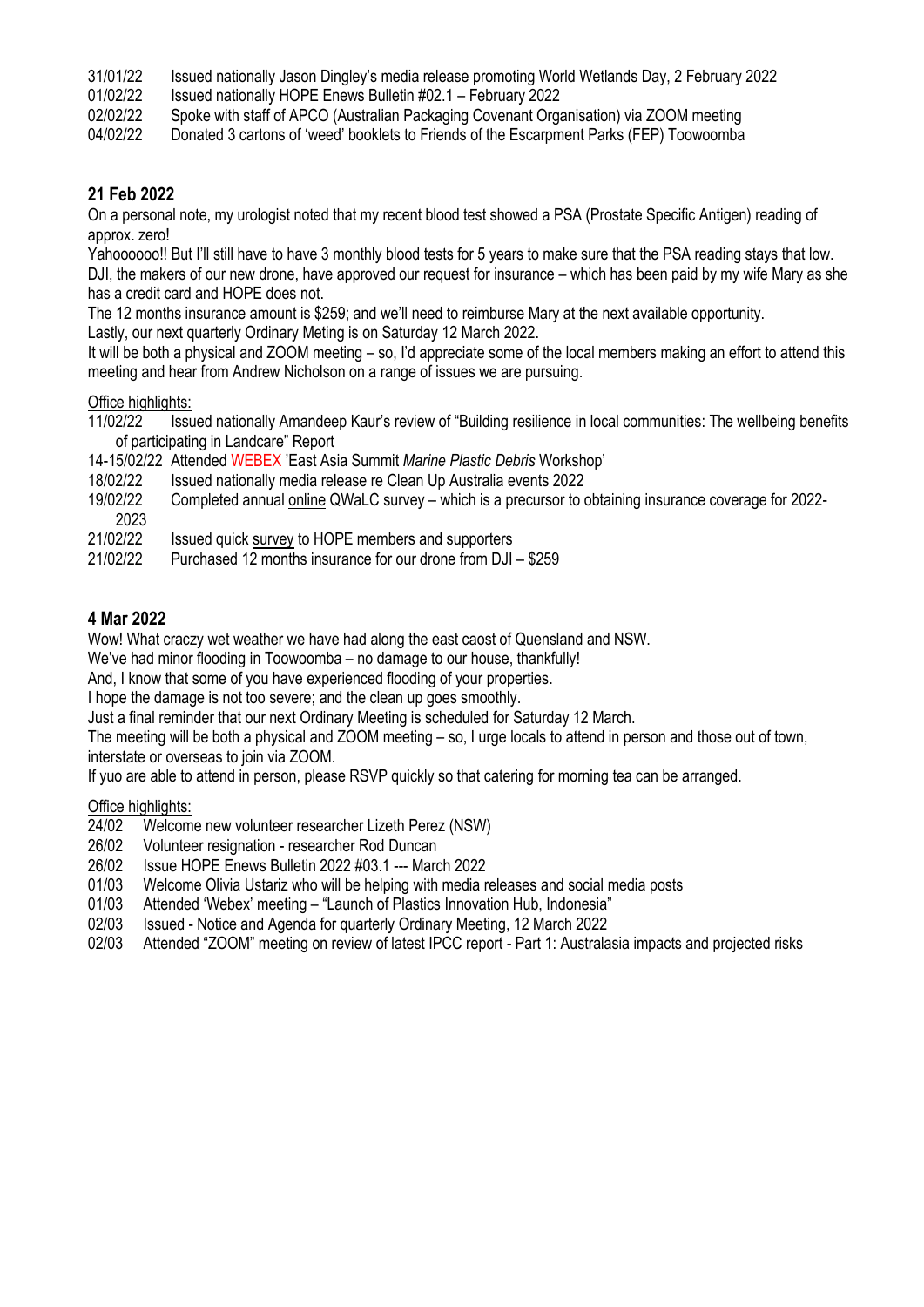31/01/22 Issued nationally Jason Dingley's media release promoting World Wetlands Day, 2 February 2022
01/02/22 Issued nationally HOPE Enews Bulletin #02.1 – February 2022
02/02/22 Spoke with staff of APCO (Australian Packaging Covenant Organisation) via ZOOM meeting
04/02/22 Donated 3 cartons of 'weed' booklets to Friends of the Escarpment Parks (FEP) Toowoomba

### 21 Feb 2022

On a personal note, my urologist noted that my recent blood test showed a PSA (Prostate Specific Antigen) reading of approx. zero!

Yahoooooo!! But I'll still have to have 3 monthly blood tests for 5 years to make sure that the PSA reading stays that low.

DJI, the makers of our new drone, have approved our request for insurance – which has been paid by my wife Mary as she has a credit card and HOPE does not.

The 12 months insurance amount is $259; and we'll need to reimburse Mary at the next available opportunity.

Lastly, our next quarterly Ordinary Meting is on Saturday 12 March 2022.

It will be both a physical and ZOOM meeting – so, I'd appreciate some of the local members making an effort to attend this meeting and hear from Andrew Nicholson on a range of issues we are pursuing.

Office highlights:

11/02/22 Issued nationally Amandeep Kaur's review of "Building resilience in local communities: The wellbeing benefits of participating in Landcare" Report
14-15/02/22 Attended WEBEX 'East Asia Summit *Marine Plastic Debris* Workshop'
18/02/22 Issued nationally media release re Clean Up Australia events 2022
19/02/22 Completed annual online QWaLC survey – which is a precursor to obtaining insurance coverage for 2022-2023
21/02/22 Issued quick survey to HOPE members and supporters
21/02/22 Purchased 12 months insurance for our drone from DJI – $259

### 4 Mar 2022

Wow! What craczy wet weather we have had along the east caost of Queensland and NSW.

We've had minor flooding in Toowoomba – no damage to our house, thankfully!

And, I know that some of you have experienced flooding of your properties.

I hope the damage is not too severe; and the clean up goes smoothly.

Just a final reminder that our next Ordinary Meeting is scheduled for Saturday 12 March.

The meeting will be both a physical and ZOOM meeting – so, I urge locals to attend in person and those out of town, interstate or overseas to join via ZOOM.

If yuo are able to attend in person, please RSVP quickly so that catering for morning tea can be arranged.

Office highlights:

24/02 Welcome new volunteer researcher Lizeth Perez (NSW)
26/02 Volunteer resignation - researcher Rod Duncan
26/02 Issue HOPE Enews Bulletin 2022 #03.1 --- March 2022
01/03 Welcome Olivia Ustariz who will be helping with media releases and social media posts
01/03 Attended 'Webex' meeting – "Launch of Plastics Innovation Hub, Indonesia"
02/03 Issued - Notice and Agenda for quarterly Ordinary Meeting, 12 March 2022
02/03 Attended "ZOOM" meeting on review of latest IPCC report - Part 1: Australasia impacts and projected risks